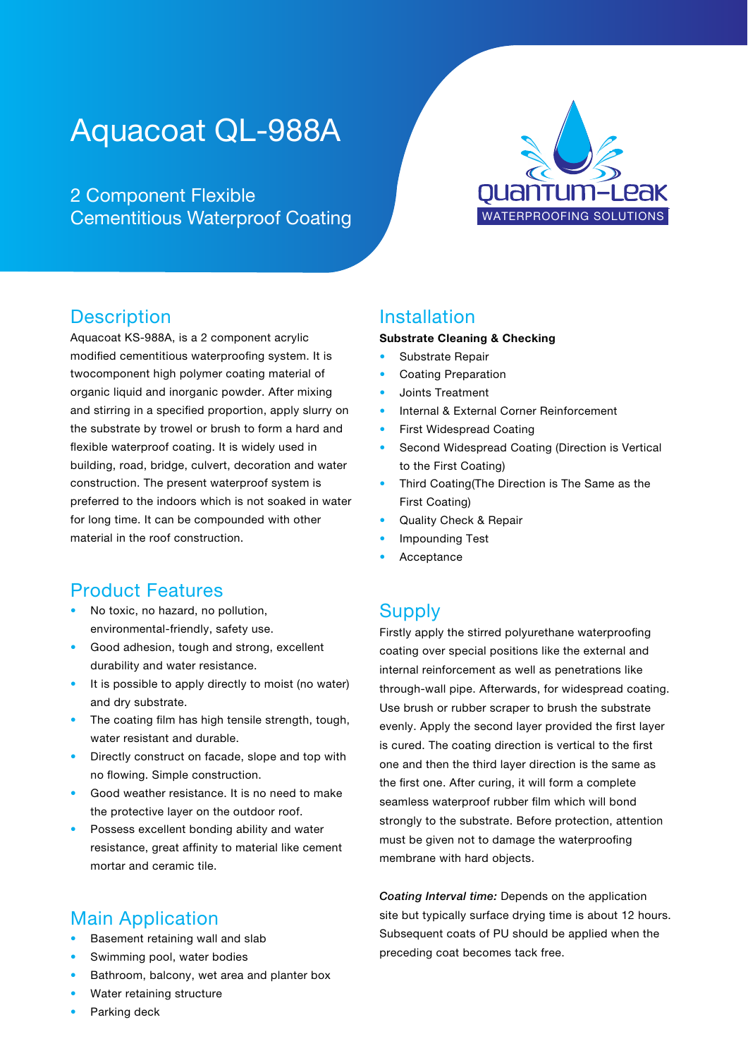# Aquacoat QL-988A

## 2 Component Flexible Cementitious Waterproof Coating

QUANTUM-LEAK
WATERPROOFING SOLUTIONS

## Description

Aquacoat KS-988A, is a 2 component acrylic modified cementitious waterproofing system. It is twocomponent high polymer coating material of organic liquid and inorganic powder. After mixing and stirring in a specified proportion, apply slurry on the substrate by trowel or brush to form a hard and flexible waterproof coating. It is widely used in building, road, bridge, culvert, decoration and water construction. The present waterproof system is preferred to the indoors which is not soaked in water for long time. It can be compounded with other material in the roof construction.

## Product Features

- No toxic, no hazard, no pollution, environmental-friendly, safety use.
- Good adhesion, tough and strong, excellent durability and water resistance.
- It is possible to apply directly to moist (no water) and dry substrate.
- The coating film has high tensile strength, tough, water resistant and durable.
- Directly construct on facade, slope and top with no flowing. Simple construction.
- Good weather resistance. It is no need to make the protective layer on the outdoor roof.
- Possess excellent bonding ability and water resistance, great affinity to material like cement mortar and ceramic tile.

## Main Application

- Basement retaining wall and slab
- Swimming pool, water bodies
- Bathroom, balcony, wet area and planter box
- Water retaining structure
- Parking deck

## Installation

**Substrate Cleaning & Checking**

- Substrate Repair
- Coating Preparation
- Joints Treatment
- Internal & External Corner Reinforcement
- First Widespread Coating
- Second Widespread Coating (Direction is Vertical to the First Coating)
- Third Coating(The Direction is The Same as the First Coating)
- Quality Check & Repair
- Impounding Test
- Acceptance

## Supply

Firstly apply the stirred polyurethane waterproofing coating over special positions like the external and internal reinforcement as well as penetrations like through-wall pipe. Afterwards, for widespread coating. Use brush or rubber scraper to brush the substrate evenly. Apply the second layer provided the first layer is cured. The coating direction is vertical to the first one and then the third layer direction is the same as the first one. After curing, it will form a complete seamless waterproof rubber film which will bond strongly to the substrate. Before protection, attention must be given not to damage the waterproofing membrane with hard objects.

***Coating Interval time:*** Depends on the application site but typically surface drying time is about 12 hours. Subsequent coats of PU should be applied when the preceding coat becomes tack free.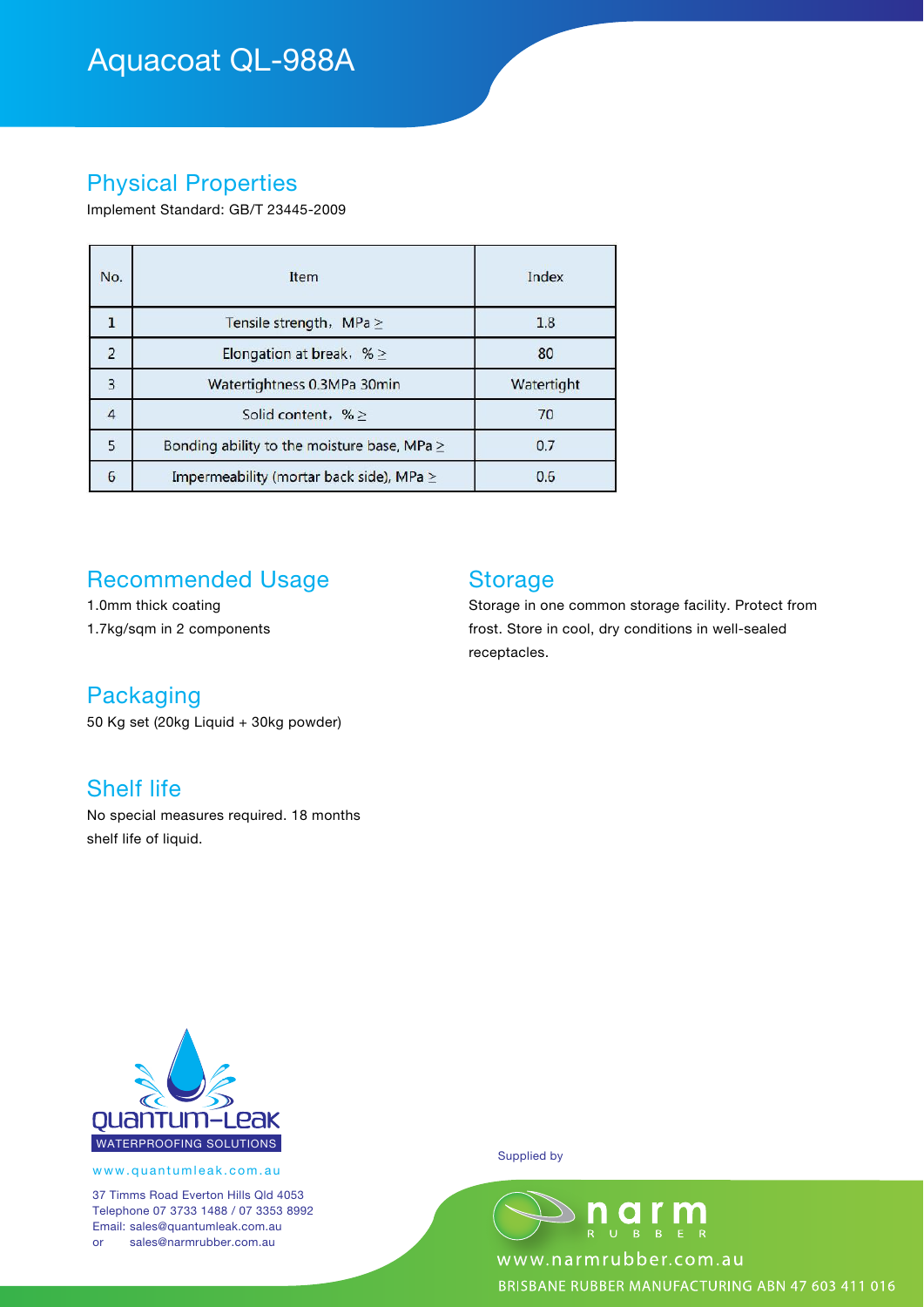# Aquacoat QL-988A

## Physical Properties

Implement Standard: GB/T 23445-2009

| No. | Item | Index |
|---|---|---|
| 1 | Tensile strength, MPa ≥ | 1.8 |
| 2 | Elongation at break, % ≥ | 80 |
| 3 | Watertightness 0.3MPa 30min | Watertight |
| 4 | Solid content, % ≥ | 70 |
| 5 | Bonding ability to the moisture base, MPa ≥ | 0.7 |
| 6 | Impermeability (mortar back side), MPa ≥ | 0.6 |

## Recommended Usage

1.0mm thick coating

1.7kg/sqm in 2 components

## Storage

Storage in one common storage facility. Protect from frost. Store in cool, dry conditions in well-sealed receptacles.

## Packaging

50 Kg set (20kg Liquid + 30kg powder)

## Shelf life

No special measures required. 18 months shelf life of liquid.

QUANTUM-LEAK
WATERPROOFING SOLUTIONS

www.quantumleak.com.au

37 Timms Road Everton Hills Qld 4053
Telephone 07 3733 1488 / 07 3353 8992
Email: sales@quantumleak.com.au
or sales@narmrubber.com.au

Supplied by

narm RUBBER

www.narmrubber.com.au

BRISBANE RUBBER MANUFACTURING ABN 47 603 411 016